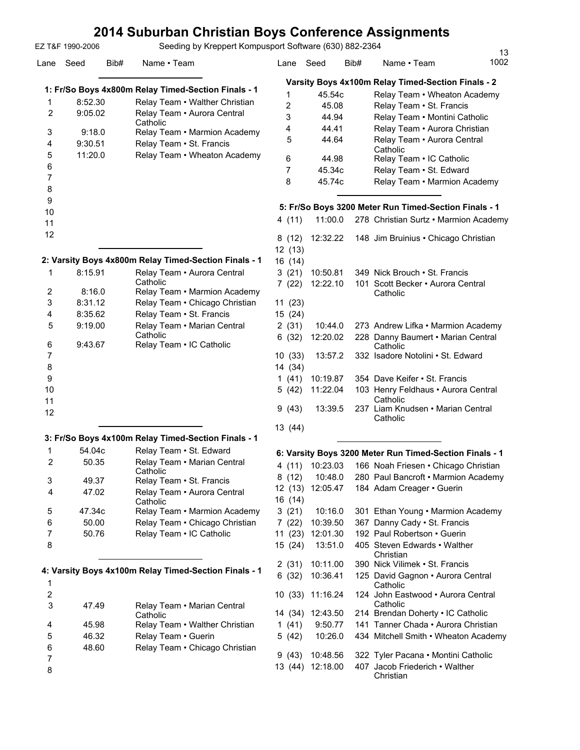# 2014 Suburban Christian Boys Conference Assignments

EZ T&F 1990-2006 — Seeding by Kreppert Kompusport Software (630) 882-2364

13
1002

### 1: Fr/So Boys 4x800m Relay Timed-Section Finals - 1

| Lane | Seed | Bib# | Name • Team |
|---|---|---|---|
| 1 | 8:52.30 | | Relay Team • Walther Christian |
| 2 | 9:05.02 | | Relay Team • Aurora Central Catholic |
| 3 | 9:18.0 | | Relay Team • Marmion Academy |
| 4 | 9:30.51 | | Relay Team • St. Francis |
| 5 | 11:20.0 | | Relay Team • Wheaton Academy |
| 6 | | | |
| 7 | | | |
| 8 | | | |
| 9 | | | |
| 10 | | | |
| 11 | | | |
| 12 | | | |

### 2: Varsity Boys 4x800m Relay Timed-Section Finals - 1

| Lane | Seed | Bib# | Name • Team |
|---|---|---|---|
| 1 | 8:15.91 | | Relay Team • Aurora Central Catholic |
| 2 | 8:16.0 | | Relay Team • Marmion Academy |
| 3 | 8:31.12 | | Relay Team • Chicago Christian |
| 4 | 8:35.62 | | Relay Team • St. Francis |
| 5 | 9:19.00 | | Relay Team • Marian Central Catholic |
| 6 | 9:43.67 | | Relay Team • IC Catholic |
| 7 | | | |
| 8 | | | |
| 9 | | | |
| 10 | | | |
| 11 | | | |
| 12 | | | |

### 3: Fr/So Boys 4x100m Relay Timed-Section Finals - 1

| Lane | Seed | Bib# | Name • Team |
|---|---|---|---|
| 1 | 54.04c | | Relay Team • St. Edward |
| 2 | 50.35 | | Relay Team • Marian Central Catholic |
| 3 | 49.37 | | Relay Team • St. Francis |
| 4 | 47.02 | | Relay Team • Aurora Central Catholic |
| 5 | 47.34c | | Relay Team • Marmion Academy |
| 6 | 50.00 | | Relay Team • Chicago Christian |
| 7 | 50.76 | | Relay Team • IC Catholic |
| 8 | | | |

### 4: Varsity Boys 4x100m Relay Timed-Section Finals - 1

| Lane | Seed | Bib# | Name • Team |
|---|---|---|---|
| 1 | | | |
| 2 | | | |
| 3 | 47.49 | | Relay Team • Marian Central Catholic |
| 4 | 45.98 | | Relay Team • Walther Christian |
| 5 | 46.32 | | Relay Team • Guerin |
| 6 | 48.60 | | Relay Team • Chicago Christian |
| 7 | | | |
| 8 | | | |

### Varsity Boys 4x100m Relay Timed-Section Finals - 2

| Lane | Seed | Bib# | Name • Team |
|---|---|---|---|
| 1 | 45.54c | | Relay Team • Wheaton Academy |
| 2 | 45.08 | | Relay Team • St. Francis |
| 3 | 44.94 | | Relay Team • Montini Catholic |
| 4 | 44.41 | | Relay Team • Aurora Christian |
| 5 | 44.64 | | Relay Team • Aurora Central Catholic |
| 6 | 44.98 | | Relay Team • IC Catholic |
| 7 | 45.34c | | Relay Team • St. Edward |
| 8 | 45.74c | | Relay Team • Marmion Academy |

### 5: Fr/So Boys 3200 Meter Run Timed-Section Finals - 1

| Lane | Seed | Bib# | Name • Team |
|---|---|---|---|
| 4 (11) | 11:00.0 | 278 | Christian Surtz • Marmion Academy |
| 8 (12) | 12:32.22 | 148 | Jim Bruinius • Chicago Christian |
| 12 (13) | | | |
| 16 (14) | | | |
| 3 (21) | 10:50.81 | 349 | Nick Brouch • St. Francis |
| 7 (22) | 12:22.10 | 101 | Scott Becker • Aurora Central Catholic |
| 11 (23) | | | |
| 15 (24) | | | |
| 2 (31) | 10:44.0 | 273 | Andrew Lifka • Marmion Academy |
| 6 (32) | 12:20.02 | 228 | Danny Baumert • Marian Central Catholic |
| 10 (33) | 13:57.2 | 332 | Isadore Notolini • St. Edward |
| 14 (34) | | | |
| 1 (41) | 10:19.87 | 354 | Dave Keifer • St. Francis |
| 5 (42) | 11:22.04 | 103 | Henry Feldhaus • Aurora Central Catholic |
| 9 (43) | 13:39.5 | 237 | Liam Knudsen • Marian Central Catholic |
| 13 (44) | | | |

### 6: Varsity Boys 3200 Meter Run Timed-Section Finals - 1

| Lane | Seed | Bib# | Name • Team |
|---|---|---|---|
| 4 (11) | 10:23.03 | 166 | Noah Friesen • Chicago Christian |
| 8 (12) | 10:48.0 | 280 | Paul Bancroft • Marmion Academy |
| 12 (13) | 12:05.47 | 184 | Adam Creager • Guerin |
| 16 (14) | | | |
| 3 (21) | 10:16.0 | 301 | Ethan Young • Marmion Academy |
| 7 (22) | 10:39.50 | 367 | Danny Cady • St. Francis |
| 11 (23) | 12:01.30 | 192 | Paul Robertson • Guerin |
| 15 (24) | 13:51.0 | 405 | Steven Edwards • Walther Christian |
| 2 (31) | 10:11.00 | 390 | Nick Vilimek • St. Francis |
| 6 (32) | 10:36.41 | 125 | David Gagnon • Aurora Central Catholic |
| 10 (33) | 11:16.24 | 124 | John Eastwood • Aurora Central Catholic |
| 14 (34) | 12:43.50 | 214 | Brendan Doherty • IC Catholic |
| 1 (41) | 9:50.77 | 141 | Tanner Chada • Aurora Christian |
| 5 (42) | 10:26.0 | 434 | Mitchell Smith • Wheaton Academy |
| 9 (43) | 10:48.56 | 322 | Tyler Pacana • Montini Catholic |
| 13 (44) | 12:18.00 | 407 | Jacob Friederich • Walther Christian |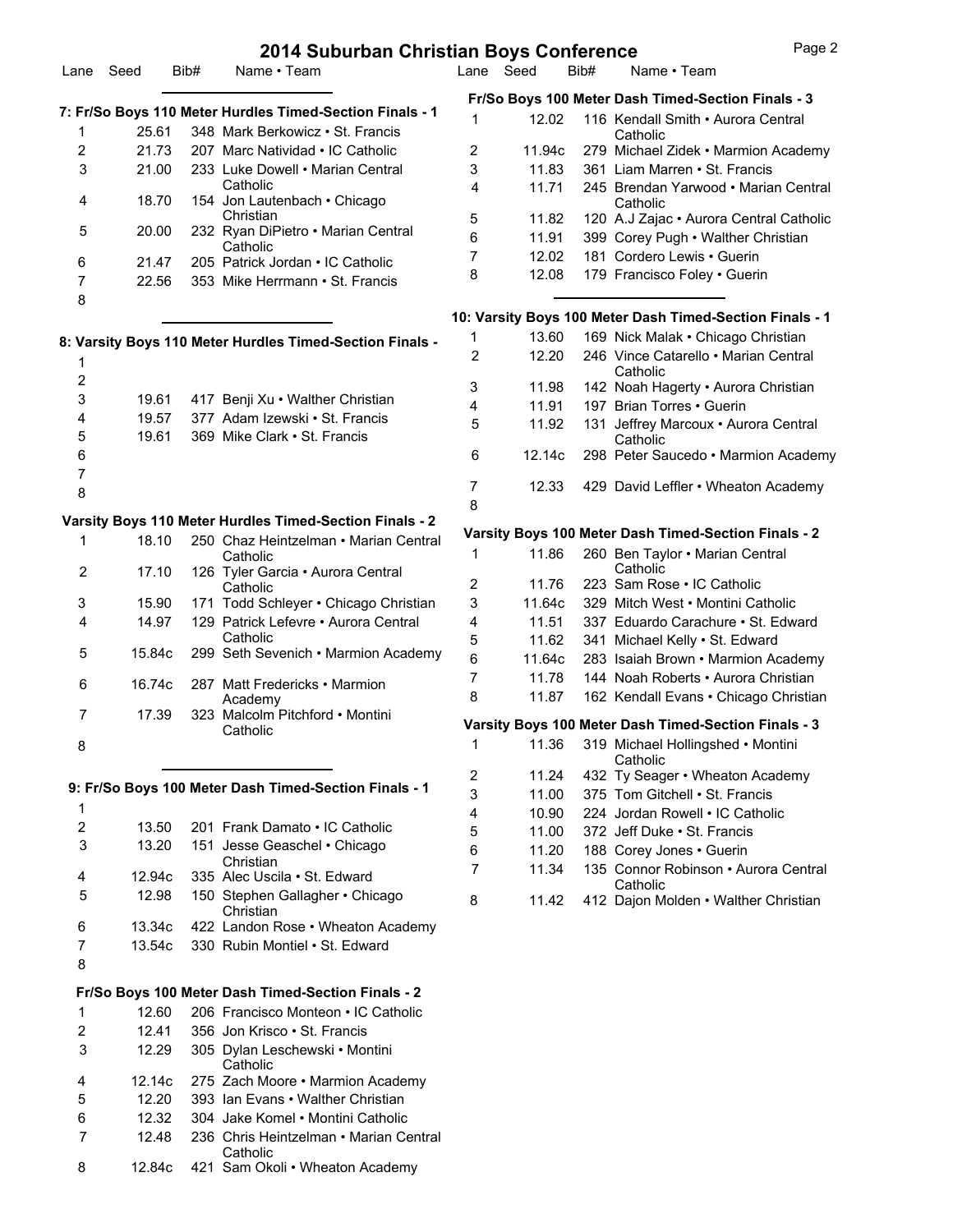# 2014 Suburban Christian Boys Conference

## 7: Fr/So Boys 110 Meter Hurdles Timed-Section Finals - 1

| Lane | Seed | Bib# | Name • Team |
|---|---|---|---|
| 1 | 25.61 | 348 | Mark Berkowicz • St. Francis |
| 2 | 21.73 | 207 | Marc Natividad • IC Catholic |
| 3 | 21.00 | 233 | Luke Dowell • Marian Central Catholic |
| 4 | 18.70 | 154 | Jon Lautenbach • Chicago Christian |
| 5 | 20.00 | 232 | Ryan DiPietro • Marian Central Catholic |
| 6 | 21.47 | 205 | Patrick Jordan • IC Catholic |
| 7 | 22.56 | 353 | Mike Herrmann • St. Francis |
| 8 | | | |

## 8: Varsity Boys 110 Meter Hurdles Timed-Section Finals -

| Lane | Seed | Bib# | Name • Team |
|---|---|---|---|
| 1 | | | |
| 2 | | | |
| 3 | 19.61 | 417 | Benji Xu • Walther Christian |
| 4 | 19.57 | 377 | Adam Izewski • St. Francis |
| 5 | 19.61 | 369 | Mike Clark • St. Francis |
| 6 | | | |
| 7 | | | |
| 8 | | | |

## Varsity Boys 110 Meter Hurdles Timed-Section Finals - 2

| Lane | Seed | Bib# | Name • Team |
|---|---|---|---|
| 1 | 18.10 | 250 | Chaz Heintzelman • Marian Central Catholic |
| 2 | 17.10 | 126 | Tyler Garcia • Aurora Central Catholic |
| 3 | 15.90 | 171 | Todd Schleyer • Chicago Christian |
| 4 | 14.97 | 129 | Patrick Lefevre • Aurora Central Catholic |
| 5 | 15.84c | 299 | Seth Sevenich • Marmion Academy |
| 6 | 16.74c | 287 | Matt Fredericks • Marmion Academy |
| 7 | 17.39 | 323 | Malcolm Pitchford • Montini Catholic |
| 8 | | | |

## 9: Fr/So Boys 100 Meter Dash Timed-Section Finals - 1

| Lane | Seed | Bib# | Name • Team |
|---|---|---|---|
| 1 | | | |
| 2 | 13.50 | 201 | Frank Damato • IC Catholic |
| 3 | 13.20 | 151 | Jesse Geaschel • Chicago Christian |
| 4 | 12.94c | 335 | Alec Uscila • St. Edward |
| 5 | 12.98 | 150 | Stephen Gallagher • Chicago Christian |
| 6 | 13.34c | 422 | Landon Rose • Wheaton Academy |
| 7 | 13.54c | 330 | Rubin Montiel • St. Edward |
| 8 | | | |

## Fr/So Boys 100 Meter Dash Timed-Section Finals - 2

| Lane | Seed | Bib# | Name • Team |
|---|---|---|---|
| 1 | 12.60 | 206 | Francisco Monteon • IC Catholic |
| 2 | 12.41 | 356 | Jon Krisco • St. Francis |
| 3 | 12.29 | 305 | Dylan Leschewski • Montini Catholic |
| 4 | 12.14c | 275 | Zach Moore • Marmion Academy |
| 5 | 12.20 | 393 | Ian Evans • Walther Christian |
| 6 | 12.32 | 304 | Jake Komel • Montini Catholic |
| 7 | 12.48 | 236 | Chris Heintzelman • Marian Central Catholic |
| 8 | 12.84c | 421 | Sam Okoli • Wheaton Academy |

## Fr/So Boys 100 Meter Dash Timed-Section Finals - 3

| Lane | Seed | Bib# | Name • Team |
|---|---|---|---|
| 1 | 12.02 | 116 | Kendall Smith • Aurora Central Catholic |
| 2 | 11.94c | 279 | Michael Zidek • Marmion Academy |
| 3 | 11.83 | 361 | Liam Marren • St. Francis |
| 4 | 11.71 | 245 | Brendan Yarwood • Marian Central Catholic |
| 5 | 11.82 | 120 | A.J Zajac • Aurora Central Catholic |
| 6 | 11.91 | 399 | Corey Pugh • Walther Christian |
| 7 | 12.02 | 181 | Cordero Lewis • Guerin |
| 8 | 12.08 | 179 | Francisco Foley • Guerin |

## 10: Varsity Boys 100 Meter Dash Timed-Section Finals - 1

| Lane | Seed | Bib# | Name • Team |
|---|---|---|---|
| 1 | 13.60 | 169 | Nick Malak • Chicago Christian |
| 2 | 12.20 | 246 | Vince Catarello • Marian Central Catholic |
| 3 | 11.98 | 142 | Noah Hagerty • Aurora Christian |
| 4 | 11.91 | 197 | Brian Torres • Guerin |
| 5 | 11.92 | 131 | Jeffrey Marcoux • Aurora Central Catholic |
| 6 | 12.14c | 298 | Peter Saucedo • Marmion Academy |
| 7 | 12.33 | 429 | David Leffler • Wheaton Academy |
| 8 | | | |

## Varsity Boys 100 Meter Dash Timed-Section Finals - 2

| Lane | Seed | Bib# | Name • Team |
|---|---|---|---|
| 1 | 11.86 | 260 | Ben Taylor • Marian Central Catholic |
| 2 | 11.76 | 223 | Sam Rose • IC Catholic |
| 3 | 11.64c | 329 | Mitch West • Montini Catholic |
| 4 | 11.51 | 337 | Eduardo Carachure • St. Edward |
| 5 | 11.62 | 341 | Michael Kelly • St. Edward |
| 6 | 11.64c | 283 | Isaiah Brown • Marmion Academy |
| 7 | 11.78 | 144 | Noah Roberts • Aurora Christian |
| 8 | 11.87 | 162 | Kendall Evans • Chicago Christian |

## Varsity Boys 100 Meter Dash Timed-Section Finals - 3

| Lane | Seed | Bib# | Name • Team |
|---|---|---|---|
| 1 | 11.36 | 319 | Michael Hollingshed • Montini Catholic |
| 2 | 11.24 | 432 | Ty Seager • Wheaton Academy |
| 3 | 11.00 | 375 | Tom Gitchell • St. Francis |
| 4 | 10.90 | 224 | Jordan Rowell • IC Catholic |
| 5 | 11.00 | 372 | Jeff Duke • St. Francis |
| 6 | 11.20 | 188 | Corey Jones • Guerin |
| 7 | 11.34 | 135 | Connor Robinson • Aurora Central Catholic |
| 8 | 11.42 | 412 | Dajon Molden • Walther Christian |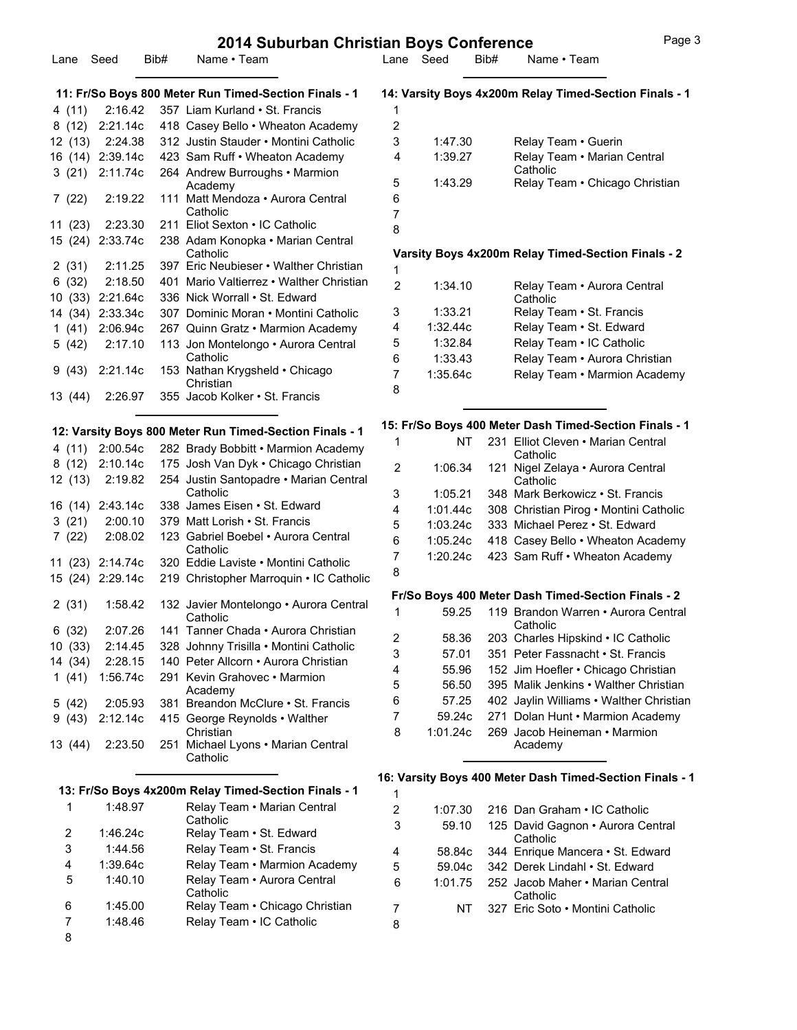# 2014 Suburban Christian Boys Conference

### 11: Fr/So Boys 800 Meter Run Timed-Section Finals - 1

| Lane | Seed | Bib# | Name • Team |
|---|---|---|---|
| 4 (11) | 2:16.42 | 357 | Liam Kurland • St. Francis |
| 8 (12) | 2:21.14c | 418 | Casey Bello • Wheaton Academy |
| 12 (13) | 2:24.38 | 312 | Justin Stauder • Montini Catholic |
| 16 (14) | 2:39.14c | 423 | Sam Ruff • Wheaton Academy |
| 3 (21) | 2:11.74c | 264 | Andrew Burroughs • Marmion Academy |
| 7 (22) | 2:19.22 | 111 | Matt Mendoza • Aurora Central Catholic |
| 11 (23) | 2:23.30 | 211 | Eliot Sexton • IC Catholic |
| 15 (24) | 2:33.74c | 238 | Adam Konopka • Marian Central Catholic |
| 2 (31) | 2:11.25 | 397 | Eric Neubieser • Walther Christian |
| 6 (32) | 2:18.50 | 401 | Mario Valtierrez • Walther Christian |
| 10 (33) | 2:21.64c | 336 | Nick Worrall • St. Edward |
| 14 (34) | 2:33.34c | 307 | Dominic Moran • Montini Catholic |
| 1 (41) | 2:06.94c | 267 | Quinn Gratz • Marmion Academy |
| 5 (42) | 2:17.10 | 113 | Jon Montelongo • Aurora Central Catholic |
| 9 (43) | 2:21.14c | 153 | Nathan Krygsheld • Chicago Christian |
| 13 (44) | 2:26.97 | 355 | Jacob Kolker • St. Francis |

### 12: Varsity Boys 800 Meter Run Timed-Section Finals - 1

| Lane | Seed | Bib# | Name • Team |
|---|---|---|---|
| 4 (11) | 2:00.54c | 282 | Brady Bobbitt • Marmion Academy |
| 8 (12) | 2:10.14c | 175 | Josh Van Dyk • Chicago Christian |
| 12 (13) | 2:19.82 | 254 | Justin Santopadre • Marian Central Catholic |
| 16 (14) | 2:43.14c | 338 | James Eisen • St. Edward |
| 3 (21) | 2:00.10 | 379 | Matt Lorish • St. Francis |
| 7 (22) | 2:08.02 | 123 | Gabriel Boebel • Aurora Central Catholic |
| 11 (23) | 2:14.74c | 320 | Eddie Laviste • Montini Catholic |
| 15 (24) | 2:29.14c | 219 | Christopher Marroquin • IC Catholic |
| 2 (31) | 1:58.42 | 132 | Javier Montelongo • Aurora Central Catholic |
| 6 (32) | 2:07.26 | 141 | Tanner Chada • Aurora Christian |
| 10 (33) | 2:14.45 | 328 | Johnny Trisilla • Montini Catholic |
| 14 (34) | 2:28.15 | 140 | Peter Allcorn • Aurora Christian |
| 1 (41) | 1:56.74c | 291 | Kevin Grahovec • Marmion Academy |
| 5 (42) | 2:05.93 | 381 | Breandon McClure • St. Francis |
| 9 (43) | 2:12.14c | 415 | George Reynolds • Walther Christian |
| 13 (44) | 2:23.50 | 251 | Michael Lyons • Marian Central Catholic |

### 13: Fr/So Boys 4x200m Relay Timed-Section Finals - 1

| Lane | Seed | Bib# | Name • Team |
|---|---|---|---|
| 1 | 1:48.97 | | Relay Team • Marian Central Catholic |
| 2 | 1:46.24c | | Relay Team • St. Edward |
| 3 | 1:44.56 | | Relay Team • St. Francis |
| 4 | 1:39.64c | | Relay Team • Marmion Academy |
| 5 | 1:40.10 | | Relay Team • Aurora Central Catholic |
| 6 | 1:45.00 | | Relay Team • Chicago Christian |
| 7 | 1:48.46 | | Relay Team • IC Catholic |
| 8 | | | |

### 14: Varsity Boys 4x200m Relay Timed-Section Finals - 1

| Lane | Seed | Bib# | Name • Team |
|---|---|---|---|
| 1 | | | |
| 2 | | | |
| 3 | 1:47.30 | | Relay Team • Guerin |
| 4 | 1:39.27 | | Relay Team • Marian Central Catholic |
| 5 | 1:43.29 | | Relay Team • Chicago Christian |
| 6 | | | |
| 7 | | | |
| 8 | | | |

### Varsity Boys 4x200m Relay Timed-Section Finals - 2

| Lane | Seed | Bib# | Name • Team |
|---|---|---|---|
| 1 | | | |
| 2 | 1:34.10 | | Relay Team • Aurora Central Catholic |
| 3 | 1:33.21 | | Relay Team • St. Francis |
| 4 | 1:32.44c | | Relay Team • St. Edward |
| 5 | 1:32.84 | | Relay Team • IC Catholic |
| 6 | 1:33.43 | | Relay Team • Aurora Christian |
| 7 | 1:35.64c | | Relay Team • Marmion Academy |
| 8 | | | |

### 15: Fr/So Boys 400 Meter Dash Timed-Section Finals - 1

| Lane | Seed | Bib# | Name • Team |
|---|---|---|---|
| 1 | NT | 231 | Elliot Cleven • Marian Central Catholic |
| 2 | 1:06.34 | 121 | Nigel Zelaya • Aurora Central Catholic |
| 3 | 1:05.21 | 348 | Mark Berkowicz • St. Francis |
| 4 | 1:01.44c | 308 | Christian Pirog • Montini Catholic |
| 5 | 1:03.24c | 333 | Michael Perez • St. Edward |
| 6 | 1:05.24c | 418 | Casey Bello • Wheaton Academy |
| 7 | 1:20.24c | 423 | Sam Ruff • Wheaton Academy |
| 8 | | | |

### Fr/So Boys 400 Meter Dash Timed-Section Finals - 2

| Lane | Seed | Bib# | Name • Team |
|---|---|---|---|
| 1 | 59.25 | 119 | Brandon Warren • Aurora Central Catholic |
| 2 | 58.36 | 203 | Charles Hipskind • IC Catholic |
| 3 | 57.01 | 351 | Peter Fassnacht • St. Francis |
| 4 | 55.96 | 152 | Jim Hoefler • Chicago Christian |
| 5 | 56.50 | 395 | Malik Jenkins • Walther Christian |
| 6 | 57.25 | 402 | Jaylin Williams • Walther Christian |
| 7 | 59.24c | 271 | Dolan Hunt • Marmion Academy |
| 8 | 1:01.24c | 269 | Jacob Heineman • Marmion Academy |

### 16: Varsity Boys 400 Meter Dash Timed-Section Finals - 1

| Lane | Seed | Bib# | Name • Team |
|---|---|---|---|
| 1 | | | |
| 2 | 1:07.30 | 216 | Dan Graham • IC Catholic |
| 3 | 59.10 | 125 | David Gagnon • Aurora Central Catholic |
| 4 | 58.84c | 344 | Enrique Mancera • St. Edward |
| 5 | 59.04c | 342 | Derek Lindahl • St. Edward |
| 6 | 1:01.75 | 252 | Jacob Maher • Marian Central Catholic |
| 7 | NT | 327 | Eric Soto • Montini Catholic |
| 8 | | | |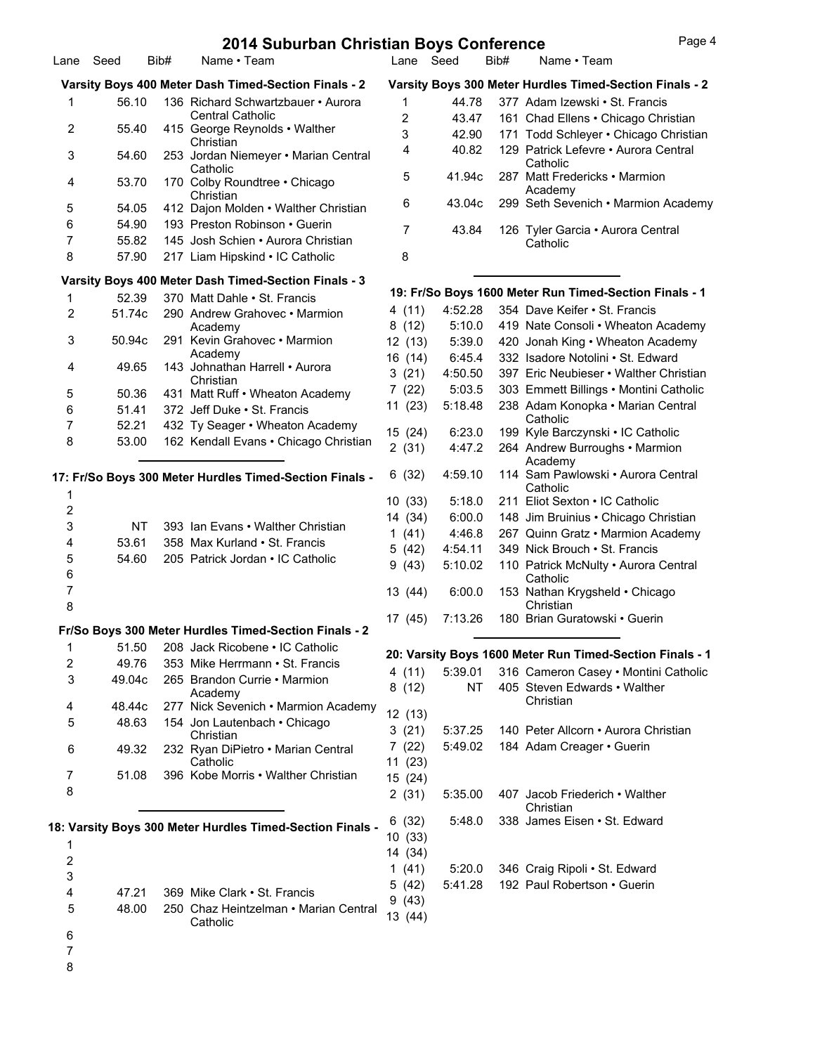# 2014 Suburban Christian Boys Conference

### Varsity Boys 400 Meter Dash Timed-Section Finals - 2

| Lane | Seed | Bib# | Name • Team |
|---|---|---|---|
| 1 | 56.10 | 136 | Richard Schwartzbauer • Aurora Central Catholic |
| 2 | 55.40 | 415 | George Reynolds • Walther Christian |
| 3 | 54.60 | 253 | Jordan Niemeyer • Marian Central Catholic |
| 4 | 53.70 | 170 | Colby Roundtree • Chicago Christian |
| 5 | 54.05 | 412 | Dajon Molden • Walther Christian |
| 6 | 54.90 | 193 | Preston Robinson • Guerin |
| 7 | 55.82 | 145 | Josh Schien • Aurora Christian |
| 8 | 57.90 | 217 | Liam Hipskind • IC Catholic |

### Varsity Boys 400 Meter Dash Timed-Section Finals - 3

| Lane | Seed | Bib# | Name • Team |
|---|---|---|---|
| 1 | 52.39 | 370 | Matt Dahle • St. Francis |
| 2 | 51.74c | 290 | Andrew Grahovec • Marmion Academy |
| 3 | 50.94c | 291 | Kevin Grahovec • Marmion Academy |
| 4 | 49.65 | 143 | Johnathan Harrell • Aurora Christian |
| 5 | 50.36 | 431 | Matt Ruff • Wheaton Academy |
| 6 | 51.41 | 372 | Jeff Duke • St. Francis |
| 7 | 52.21 | 432 | Ty Seager • Wheaton Academy |
| 8 | 53.00 | 162 | Kendall Evans • Chicago Christian |

### 17: Fr/So Boys 300 Meter Hurdles Timed-Section Finals -

| Lane | Seed | Bib# | Name • Team |
|---|---|---|---|
| 1 | | | |
| 2 | | | |
| 3 | NT | 393 | Ian Evans • Walther Christian |
| 4 | 53.61 | 358 | Max Kurland • St. Francis |
| 5 | 54.60 | 205 | Patrick Jordan • IC Catholic |
| 6 | | | |
| 7 | | | |
| 8 | | | |

### Fr/So Boys 300 Meter Hurdles Timed-Section Finals - 2

| Lane | Seed | Bib# | Name • Team |
|---|---|---|---|
| 1 | 51.50 | 208 | Jack Ricobene • IC Catholic |
| 2 | 49.76 | 353 | Mike Herrmann • St. Francis |
| 3 | 49.04c | 265 | Brandon Currie • Marmion Academy |
| 4 | 48.44c | 277 | Nick Sevenich • Marmion Academy |
| 5 | 48.63 | 154 | Jon Lautenbach • Chicago Christian |
| 6 | 49.32 | 232 | Ryan DiPietro • Marian Central Catholic |
| 7 | 51.08 | 396 | Kobe Morris • Walther Christian |
| 8 | | | |

### 18: Varsity Boys 300 Meter Hurdles Timed-Section Finals -

| Lane | Seed | Bib# | Name • Team |
|---|---|---|---|
| 1 | | | |
| 2 | | | |
| 3 | | | |
| 4 | 47.21 | 369 | Mike Clark • St. Francis |
| 5 | 48.00 | 250 | Chaz Heintzelman • Marian Central Catholic |
| 6 | | | |
| 7 | | | |
| 8 | | | |

### Varsity Boys 300 Meter Hurdles Timed-Section Finals - 2

| Lane | Seed | Bib# | Name • Team |
|---|---|---|---|
| 1 | 44.78 | 377 | Adam Izewski • St. Francis |
| 2 | 43.47 | 161 | Chad Ellens • Chicago Christian |
| 3 | 42.90 | 171 | Todd Schleyer • Chicago Christian |
| 4 | 40.82 | 129 | Patrick Lefevre • Aurora Central Catholic |
| 5 | 41.94c | 287 | Matt Fredericks • Marmion Academy |
| 6 | 43.04c | 299 | Seth Sevenich • Marmion Academy |
| 7 | 43.84 | 126 | Tyler Garcia • Aurora Central Catholic |
| 8 | | | |

### 19: Fr/So Boys 1600 Meter Run Timed-Section Finals - 1

| Lane | Seed | Bib# | Name • Team |
|---|---|---|---|
| 4 (11) | 4:52.28 | 354 | Dave Keifer • St. Francis |
| 8 (12) | 5:10.0 | 419 | Nate Consoli • Wheaton Academy |
| 12 (13) | 5:39.0 | 420 | Jonah King • Wheaton Academy |
| 16 (14) | 6:45.4 | 332 | Isadore Notolini • St. Edward |
| 3 (21) | 4:50.50 | 397 | Eric Neubieser • Walther Christian |
| 7 (22) | 5:03.5 | 303 | Emmett Billings • Montini Catholic |
| 11 (23) | 5:18.48 | 238 | Adam Konopka • Marian Central Catholic |
| 15 (24) | 6:23.0 | 199 | Kyle Barczynski • IC Catholic |
| 2 (31) | 4:47.2 | 264 | Andrew Burroughs • Marmion Academy |
| 6 (32) | 4:59.10 | 114 | Sam Pawlowski • Aurora Central Catholic |
| 10 (33) | 5:18.0 | 211 | Eliot Sexton • IC Catholic |
| 14 (34) | 6:00.0 | 148 | Jim Bruinius • Chicago Christian |
| 1 (41) | 4:46.8 | 267 | Quinn Gratz • Marmion Academy |
| 5 (42) | 4:54.11 | 349 | Nick Brouch • St. Francis |
| 9 (43) | 5:10.02 | 110 | Patrick McNulty • Aurora Central Catholic |
| 13 (44) | 6:00.0 | 153 | Nathan Krygsheld • Chicago Christian |
| 17 (45) | 7:13.26 | 180 | Brian Guratowski • Guerin |

### 20: Varsity Boys 1600 Meter Run Timed-Section Finals - 1

| Lane | Seed | Bib# | Name • Team |
|---|---|---|---|
| 4 (11) | 5:39.01 | 316 | Cameron Casey • Montini Catholic |
| 8 (12) | NT | 405 | Steven Edwards • Walther Christian |
| 12 (13) | | | |
| 3 (21) | 5:37.25 | 140 | Peter Allcorn • Aurora Christian |
| 7 (22) | 5:49.02 | 184 | Adam Creager • Guerin |
| 11 (23) | | | |
| 15 (24) | | | |
| 2 (31) | 5:35.00 | 407 | Jacob Friederich • Walther Christian |
| 6 (32) | 5:48.0 | 338 | James Eisen • St. Edward |
| 10 (33) | | | |
| 14 (34) | | | |
| 1 (41) | 5:20.0 | 346 | Craig Ripoli • St. Edward |
| 5 (42) | 5:41.28 | 192 | Paul Robertson • Guerin |
| 9 (43) | | | |
| 13 (44) | | | |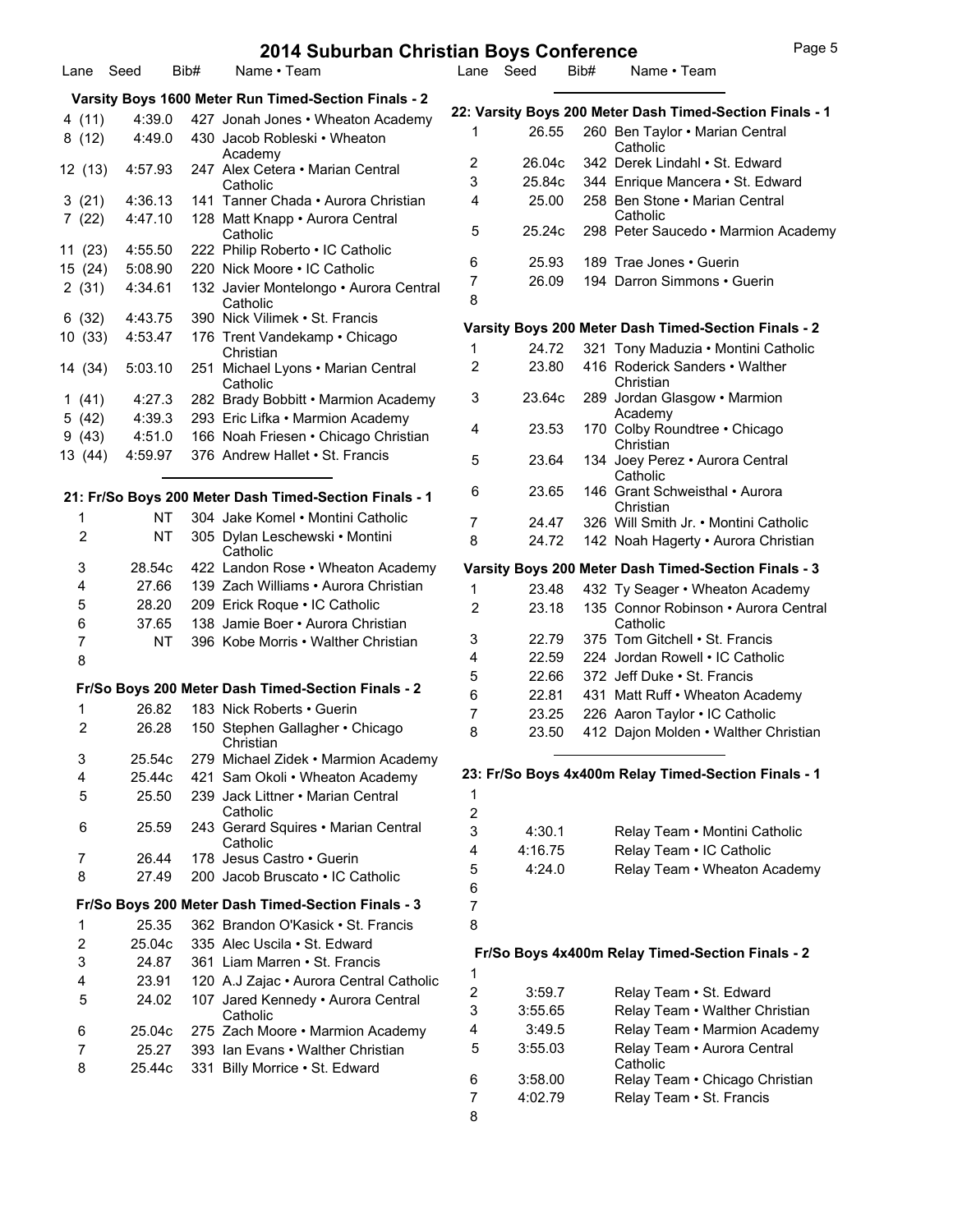# 2014 Suburban Christian Boys Conference

### Varsity Boys 1600 Meter Run Timed-Section Finals - 2

| Lane | Seed | Bib# | Name • Team |
|---|---|---|---|
| 4 (11) | 4:39.0 | 427 | Jonah Jones • Wheaton Academy |
| 8 (12) | 4:49.0 | 430 | Jacob Robleski • Wheaton Academy |
| 12 (13) | 4:57.93 | 247 | Alex Cetera • Marian Central Catholic |
| 3 (21) | 4:36.13 | 141 | Tanner Chada • Aurora Christian |
| 7 (22) | 4:47.10 | 128 | Matt Knapp • Aurora Central Catholic |
| 11 (23) | 4:55.50 | 222 | Philip Roberto • IC Catholic |
| 15 (24) | 5:08.90 | 220 | Nick Moore • IC Catholic |
| 2 (31) | 4:34.61 | 132 | Javier Montelongo • Aurora Central Catholic |
| 6 (32) | 4:43.75 | 390 | Nick Vilimek • St. Francis |
| 10 (33) | 4:53.47 | 176 | Trent Vandekamp • Chicago Christian |
| 14 (34) | 5:03.10 | 251 | Michael Lyons • Marian Central Catholic |
| 1 (41) | 4:27.3 | 282 | Brady Bobbitt • Marmion Academy |
| 5 (42) | 4:39.3 | 293 | Eric Lifka • Marmion Academy |
| 9 (43) | 4:51.0 | 166 | Noah Friesen • Chicago Christian |
| 13 (44) | 4:59.97 | 376 | Andrew Hallet • St. Francis |

### 21: Fr/So Boys 200 Meter Dash Timed-Section Finals - 1

| Lane | Seed | Bib# | Name • Team |
|---|---|---|---|
| 1 | NT | 304 | Jake Komel • Montini Catholic |
| 2 | NT | 305 | Dylan Leschewski • Montini Catholic |
| 3 | 28.54c | 422 | Landon Rose • Wheaton Academy |
| 4 | 27.66 | 139 | Zach Williams • Aurora Christian |
| 5 | 28.20 | 209 | Erick Roque • IC Catholic |
| 6 | 37.65 | 138 | Jamie Boer • Aurora Christian |
| 7 | NT | 396 | Kobe Morris • Walther Christian |
| 8 | | | |

### Fr/So Boys 200 Meter Dash Timed-Section Finals - 2

| Lane | Seed | Bib# | Name • Team |
|---|---|---|---|
| 1 | 26.82 | 183 | Nick Roberts • Guerin |
| 2 | 26.28 | 150 | Stephen Gallagher • Chicago Christian |
| 3 | 25.54c | 279 | Michael Zidek • Marmion Academy |
| 4 | 25.44c | 421 | Sam Okoli • Wheaton Academy |
| 5 | 25.50 | 239 | Jack Littner • Marian Central Catholic |
| 6 | 25.59 | 243 | Gerard Squires • Marian Central Catholic |
| 7 | 26.44 | 178 | Jesus Castro • Guerin |
| 8 | 27.49 | 200 | Jacob Bruscato • IC Catholic |

### Fr/So Boys 200 Meter Dash Timed-Section Finals - 3

| Lane | Seed | Bib# | Name • Team |
|---|---|---|---|
| 1 | 25.35 | 362 | Brandon O'Kasick • St. Francis |
| 2 | 25.04c | 335 | Alec Uscila • St. Edward |
| 3 | 24.87 | 361 | Liam Marren • St. Francis |
| 4 | 23.91 | 120 | A.J Zajac • Aurora Central Catholic |
| 5 | 24.02 | 107 | Jared Kennedy • Aurora Central Catholic |
| 6 | 25.04c | 275 | Zach Moore • Marmion Academy |
| 7 | 25.27 | 393 | Ian Evans • Walther Christian |
| 8 | 25.44c | 331 | Billy Morrice • St. Edward |

### 22: Varsity Boys 200 Meter Dash Timed-Section Finals - 1

| Lane | Seed | Bib# | Name • Team |
|---|---|---|---|
| 1 | 26.55 | 260 | Ben Taylor • Marian Central Catholic |
| 2 | 26.04c | 342 | Derek Lindahl • St. Edward |
| 3 | 25.84c | 344 | Enrique Mancera • St. Edward |
| 4 | 25.00 | 258 | Ben Stone • Marian Central Catholic |
| 5 | 25.24c | 298 | Peter Saucedo • Marmion Academy |
| 6 | 25.93 | 189 | Trae Jones • Guerin |
| 7 | 26.09 | 194 | Darron Simmons • Guerin |
| 8 | | | |

### Varsity Boys 200 Meter Dash Timed-Section Finals - 2

| Lane | Seed | Bib# | Name • Team |
|---|---|---|---|
| 1 | 24.72 | 321 | Tony Maduzia • Montini Catholic |
| 2 | 23.80 | 416 | Roderick Sanders • Walther Christian |
| 3 | 23.64c | 289 | Jordan Glasgow • Marmion Academy |
| 4 | 23.53 | 170 | Colby Roundtree • Chicago Christian |
| 5 | 23.64 | 134 | Joey Perez • Aurora Central Catholic |
| 6 | 23.65 | 146 | Grant Schweisthal • Aurora Christian |
| 7 | 24.47 | 326 | Will Smith Jr. • Montini Catholic |
| 8 | 24.72 | 142 | Noah Hagerty • Aurora Christian |

### Varsity Boys 200 Meter Dash Timed-Section Finals - 3

| Lane | Seed | Bib# | Name • Team |
|---|---|---|---|
| 1 | 23.48 | 432 | Ty Seager • Wheaton Academy |
| 2 | 23.18 | 135 | Connor Robinson • Aurora Central Catholic |
| 3 | 22.79 | 375 | Tom Gitchell • St. Francis |
| 4 | 22.59 | 224 | Jordan Rowell • IC Catholic |
| 5 | 22.66 | 372 | Jeff Duke • St. Francis |
| 6 | 22.81 | 431 | Matt Ruff • Wheaton Academy |
| 7 | 23.25 | 226 | Aaron Taylor • IC Catholic |
| 8 | 23.50 | 412 | Dajon Molden • Walther Christian |

### 23: Fr/So Boys 4x400m Relay Timed-Section Finals - 1

| Lane | Seed | Bib# | Name • Team |
|---|---|---|---|
| 1 | | | |
| 2 | | | |
| 3 | 4:30.1 | | Relay Team • Montini Catholic |
| 4 | 4:16.75 | | Relay Team • IC Catholic |
| 5 | 4:24.0 | | Relay Team • Wheaton Academy |
| 6 | | | |
| 7 | | | |
| 8 | | | |

### Fr/So Boys 4x400m Relay Timed-Section Finals - 2

| Lane | Seed | Bib# | Name • Team |
|---|---|---|---|
| 1 | | | |
| 2 | 3:59.7 | | Relay Team • St. Edward |
| 3 | 3:55.65 | | Relay Team • Walther Christian |
| 4 | 3:49.5 | | Relay Team • Marmion Academy |
| 5 | 3:55.03 | | Relay Team • Aurora Central Catholic |
| 6 | 3:58.00 | | Relay Team • Chicago Christian |
| 7 | 4:02.79 | | Relay Team • St. Francis |
| 8 | | | |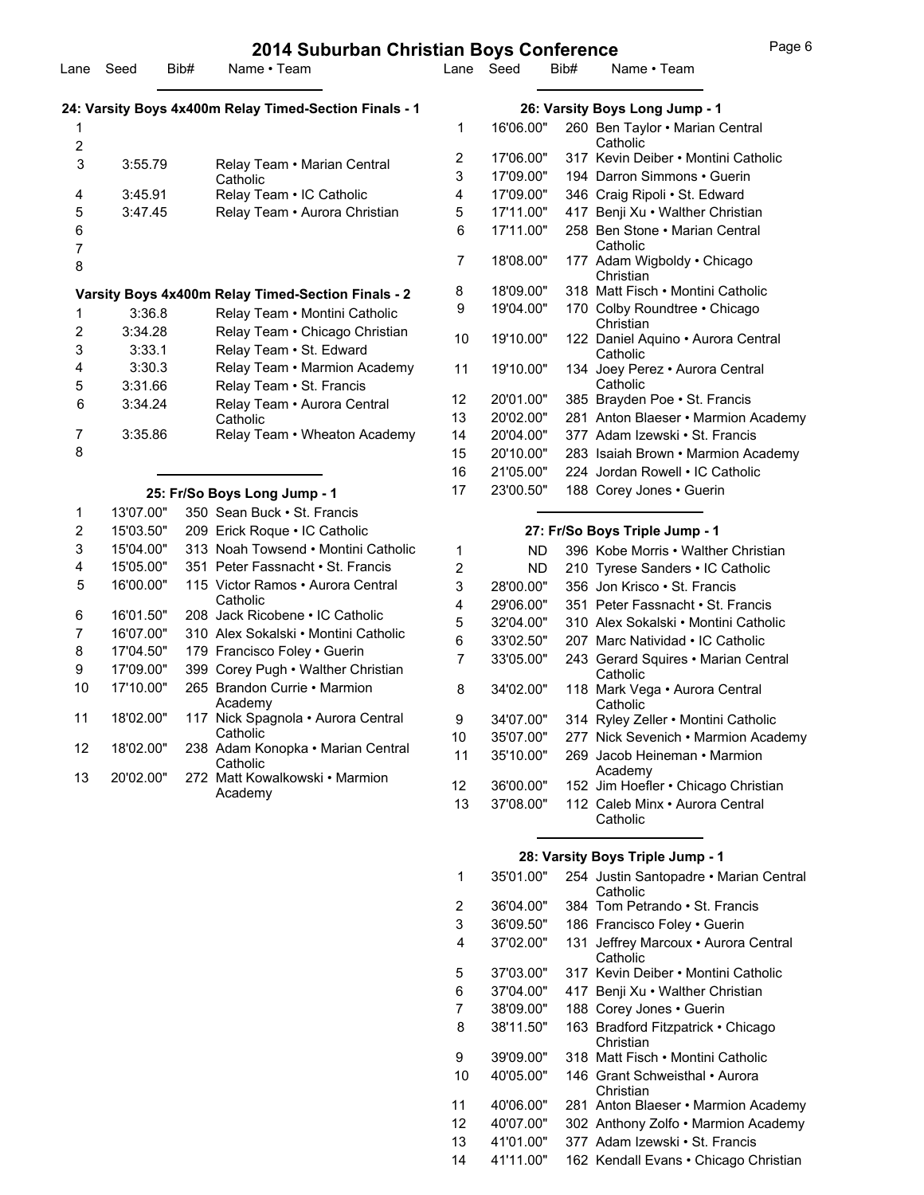# 2014 Suburban Christian Boys Conference

### 24: Varsity Boys 4x400m Relay Timed-Section Finals - 1

| Lane | Seed | Bib# | Name • Team |
|---|---|---|---|
| 1 | | | |
| 2 | | | |
| 3 | 3:55.79 | | Relay Team • Marian Central Catholic |
| 4 | 3:45.91 | | Relay Team • IC Catholic |
| 5 | 3:47.45 | | Relay Team • Aurora Christian |
| 6 | | | |
| 7 | | | |
| 8 | | | |

### Varsity Boys 4x400m Relay Timed-Section Finals - 2

| Lane | Seed | Bib# | Name • Team |
|---|---|---|---|
| 1 | 3:36.8 | | Relay Team • Montini Catholic |
| 2 | 3:34.28 | | Relay Team • Chicago Christian |
| 3 | 3:33.1 | | Relay Team • St. Edward |
| 4 | 3:30.3 | | Relay Team • Marmion Academy |
| 5 | 3:31.66 | | Relay Team • St. Francis |
| 6 | 3:34.24 | | Relay Team • Aurora Central Catholic |
| 7 | 3:35.86 | | Relay Team • Wheaton Academy |
| 8 | | | |

### 25: Fr/So Boys Long Jump - 1

| Lane | Seed | Bib# | Name • Team |
|---|---|---|---|
| 1 | 13'07.00" | 350 | Sean Buck • St. Francis |
| 2 | 15'03.50" | 209 | Erick Roque • IC Catholic |
| 3 | 15'04.00" | 313 | Noah Towsend • Montini Catholic |
| 4 | 15'05.00" | 351 | Peter Fassnacht • St. Francis |
| 5 | 16'00.00" | 115 | Victor Ramos • Aurora Central Catholic |
| 6 | 16'01.50" | 208 | Jack Ricobene • IC Catholic |
| 7 | 16'07.00" | 310 | Alex Sokalski • Montini Catholic |
| 8 | 17'04.50" | 179 | Francisco Foley • Guerin |
| 9 | 17'09.00" | 399 | Corey Pugh • Walther Christian |
| 10 | 17'10.00" | 265 | Brandon Currie • Marmion Academy |
| 11 | 18'02.00" | 117 | Nick Spagnola • Aurora Central Catholic |
| 12 | 18'02.00" | 238 | Adam Konopka • Marian Central Catholic |
| 13 | 20'02.00" | 272 | Matt Kowalkowski • Marmion Academy |

### 26: Varsity Boys Long Jump - 1

| Lane | Seed | Bib# | Name • Team |
|---|---|---|---|
| 1 | 16'06.00" | 260 | Ben Taylor • Marian Central Catholic |
| 2 | 17'06.00" | 317 | Kevin Deiber • Montini Catholic |
| 3 | 17'09.00" | 194 | Darron Simmons • Guerin |
| 4 | 17'09.00" | 346 | Craig Ripoli • St. Edward |
| 5 | 17'11.00" | 417 | Benji Xu • Walther Christian |
| 6 | 17'11.00" | 258 | Ben Stone • Marian Central Catholic |
| 7 | 18'08.00" | 177 | Adam Wigboldy • Chicago Christian |
| 8 | 18'09.00" | 318 | Matt Fisch • Montini Catholic |
| 9 | 19'04.00" | 170 | Colby Roundtree • Chicago Christian |
| 10 | 19'10.00" | 122 | Daniel Aquino • Aurora Central Catholic |
| 11 | 19'10.00" | 134 | Joey Perez • Aurora Central Catholic |
| 12 | 20'01.00" | 385 | Brayden Poe • St. Francis |
| 13 | 20'02.00" | 281 | Anton Blaeser • Marmion Academy |
| 14 | 20'04.00" | 377 | Adam Izewski • St. Francis |
| 15 | 20'10.00" | 283 | Isaiah Brown • Marmion Academy |
| 16 | 21'05.00" | 224 | Jordan Rowell • IC Catholic |
| 17 | 23'00.50" | 188 | Corey Jones • Guerin |

### 27: Fr/So Boys Triple Jump - 1

| Lane | Seed | Bib# | Name • Team |
|---|---|---|---|
| 1 | ND | 396 | Kobe Morris • Walther Christian |
| 2 | ND | 210 | Tyrese Sanders • IC Catholic |
| 3 | 28'00.00" | 356 | Jon Krisco • St. Francis |
| 4 | 29'06.00" | 351 | Peter Fassnacht • St. Francis |
| 5 | 32'04.00" | 310 | Alex Sokalski • Montini Catholic |
| 6 | 33'02.50" | 207 | Marc Natividad • IC Catholic |
| 7 | 33'05.00" | 243 | Gerard Squires • Marian Central Catholic |
| 8 | 34'02.00" | 118 | Mark Vega • Aurora Central Catholic |
| 9 | 34'07.00" | 314 | Ryley Zeller • Montini Catholic |
| 10 | 35'07.00" | 277 | Nick Sevenich • Marmion Academy |
| 11 | 35'10.00" | 269 | Jacob Heineman • Marmion Academy |
| 12 | 36'00.00" | 152 | Jim Hoefler • Chicago Christian |
| 13 | 37'08.00" | 112 | Caleb Minx • Aurora Central Catholic |

### 28: Varsity Boys Triple Jump - 1

| Lane | Seed | Bib# | Name • Team |
|---|---|---|---|
| 1 | 35'01.00" | 254 | Justin Santopadre • Marian Central Catholic |
| 2 | 36'04.00" | 384 | Tom Petrando • St. Francis |
| 3 | 36'09.50" | 186 | Francisco Foley • Guerin |
| 4 | 37'02.00" | 131 | Jeffrey Marcoux • Aurora Central Catholic |
| 5 | 37'03.00" | 317 | Kevin Deiber • Montini Catholic |
| 6 | 37'04.00" | 417 | Benji Xu • Walther Christian |
| 7 | 38'09.00" | 188 | Corey Jones • Guerin |
| 8 | 38'11.50" | 163 | Bradford Fitzpatrick • Chicago Christian |
| 9 | 39'09.00" | 318 | Matt Fisch • Montini Catholic |
| 10 | 40'05.00" | 146 | Grant Schweisthal • Aurora Christian |
| 11 | 40'06.00" | 281 | Anton Blaeser • Marmion Academy |
| 12 | 40'07.00" | 302 | Anthony Zolfo • Marmion Academy |
| 13 | 41'01.00" | 377 | Adam Izewski • St. Francis |
| 14 | 41'11.00" | 162 | Kendall Evans • Chicago Christian |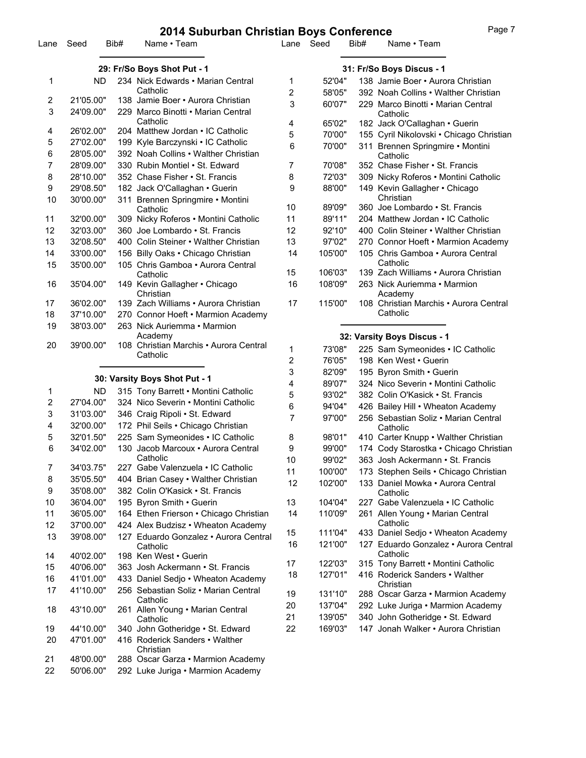# 2014 Suburban Christian Boys Conference

### 29: Fr/So Boys Shot Put - 1

| Lane | Seed | Bib# | Name • Team |
|---|---|---|---|
| 1 | ND | 234 | Nick Edwards • Marian Central Catholic |
| 2 | 21'05.00" | 138 | Jamie Boer • Aurora Christian |
| 3 | 24'09.00" | 229 | Marco Binotti • Marian Central Catholic |
| 4 | 26'02.00" | 204 | Matthew Jordan • IC Catholic |
| 5 | 27'02.00" | 199 | Kyle Barczynski • IC Catholic |
| 6 | 28'05.00" | 392 | Noah Collins • Walther Christian |
| 7 | 28'09.00" | 330 | Rubin Montiel • St. Edward |
| 8 | 28'10.00" | 352 | Chase Fisher • St. Francis |
| 9 | 29'08.50" | 182 | Jack O'Callaghan • Guerin |
| 10 | 30'00.00" | 311 | Brennen Springmire • Montini Catholic |
| 11 | 32'00.00" | 309 | Nicky Roferos • Montini Catholic |
| 12 | 32'03.00" | 360 | Joe Lombardo • St. Francis |
| 13 | 32'08.50" | 400 | Colin Steiner • Walther Christian |
| 14 | 33'00.00" | 156 | Billy Oaks • Chicago Christian |
| 15 | 35'00.00" | 105 | Chris Gamboa • Aurora Central Catholic |
| 16 | 35'04.00" | 149 | Kevin Gallagher • Chicago Christian |
| 17 | 36'02.00" | 139 | Zach Williams • Aurora Christian |
| 18 | 37'10.00" | 270 | Connor Hoeft • Marmion Academy |
| 19 | 38'03.00" | 263 | Nick Auriemma • Marmion Academy |
| 20 | 39'00.00" | 108 | Christian Marchis • Aurora Central Catholic |

### 30: Varsity Boys Shot Put - 1

| Lane | Seed | Bib# | Name • Team |
|---|---|---|---|
| 1 | ND | 315 | Tony Barrett • Montini Catholic |
| 2 | 27'04.00" | 324 | Nico Severin • Montini Catholic |
| 3 | 31'03.00" | 346 | Craig Ripoli • St. Edward |
| 4 | 32'00.00" | 172 | Phil Seils • Chicago Christian |
| 5 | 32'01.50" | 225 | Sam Symeonides • IC Catholic |
| 6 | 34'02.00" | 130 | Jacob Marcoux • Aurora Central Catholic |
| 7 | 34'03.75" | 227 | Gabe Valenzuela • IC Catholic |
| 8 | 35'05.50" | 404 | Brian Casey • Walther Christian |
| 9 | 35'08.00" | 382 | Colin O'Kasick • St. Francis |
| 10 | 36'04.00" | 195 | Byron Smith • Guerin |
| 11 | 36'05.00" | 164 | Ethen Frierson • Chicago Christian |
| 12 | 37'00.00" | 424 | Alex Budzisz • Wheaton Academy |
| 13 | 39'08.00" | 127 | Eduardo Gonzalez • Aurora Central Catholic |
| 14 | 40'02.00" | 198 | Ken West • Guerin |
| 15 | 40'06.00" | 363 | Josh Ackermann • St. Francis |
| 16 | 41'01.00" | 433 | Daniel Sedjo • Wheaton Academy |
| 17 | 41'10.00" | 256 | Sebastian Soliz • Marian Central Catholic |
| 18 | 43'10.00" | 261 | Allen Young • Marian Central Catholic |
| 19 | 44'10.00" | 340 | John Gotheridge • St. Edward |
| 20 | 47'01.00" | 416 | Roderick Sanders • Walther Christian |
| 21 | 48'00.00" | 288 | Oscar Garza • Marmion Academy |
| 22 | 50'06.00" | 292 | Luke Juriga • Marmion Academy |

### 31: Fr/So Boys Discus - 1

| Lane | Seed | Bib# | Name • Team |
|---|---|---|---|
| 1 | 52'04" | 138 | Jamie Boer • Aurora Christian |
| 2 | 58'05" | 392 | Noah Collins • Walther Christian |
| 3 | 60'07" | 229 | Marco Binotti • Marian Central Catholic |
| 4 | 65'02" | 182 | Jack O'Callaghan • Guerin |
| 5 | 70'00" | 155 | Cyril Nikolovski • Chicago Christian |
| 6 | 70'00" | 311 | Brennen Springmire • Montini Catholic |
| 7 | 70'08" | 352 | Chase Fisher • St. Francis |
| 8 | 72'03" | 309 | Nicky Roferos • Montini Catholic |
| 9 | 88'00" | 149 | Kevin Gallagher • Chicago Christian |
| 10 | 89'09" | 360 | Joe Lombardo • St. Francis |
| 11 | 89'11" | 204 | Matthew Jordan • IC Catholic |
| 12 | 92'10" | 400 | Colin Steiner • Walther Christian |
| 13 | 97'02" | 270 | Connor Hoeft • Marmion Academy |
| 14 | 105'00" | 105 | Chris Gamboa • Aurora Central Catholic |
| 15 | 106'03" | 139 | Zach Williams • Aurora Christian |
| 16 | 108'09" | 263 | Nick Auriemma • Marmion Academy |
| 17 | 115'00" | 108 | Christian Marchis • Aurora Central Catholic |

### 32: Varsity Boys Discus - 1

| Lane | Seed | Bib# | Name • Team |
|---|---|---|---|
| 1 | 73'08" | 225 | Sam Symeonides • IC Catholic |
| 2 | 76'05" | 198 | Ken West • Guerin |
| 3 | 82'09" | 195 | Byron Smith • Guerin |
| 4 | 89'07" | 324 | Nico Severin • Montini Catholic |
| 5 | 93'02" | 382 | Colin O'Kasick • St. Francis |
| 6 | 94'04" | 426 | Bailey Hill • Wheaton Academy |
| 7 | 97'00" | 256 | Sebastian Soliz • Marian Central Catholic |
| 8 | 98'01" | 410 | Carter Knupp • Walther Christian |
| 9 | 99'00" | 174 | Cody Starostka • Chicago Christian |
| 10 | 99'02" | 363 | Josh Ackermann • St. Francis |
| 11 | 100'00" | 173 | Stephen Seils • Chicago Christian |
| 12 | 102'00" | 133 | Daniel Mowka • Aurora Central Catholic |
| 13 | 104'04" | 227 | Gabe Valenzuela • IC Catholic |
| 14 | 110'09" | 261 | Allen Young • Marian Central Catholic |
| 15 | 111'04" | 433 | Daniel Sedjo • Wheaton Academy |
| 16 | 121'00" | 127 | Eduardo Gonzalez • Aurora Central Catholic |
| 17 | 122'03" | 315 | Tony Barrett • Montini Catholic |
| 18 | 127'01" | 416 | Roderick Sanders • Walther Christian |
| 19 | 131'10" | 288 | Oscar Garza • Marmion Academy |
| 20 | 137'04" | 292 | Luke Juriga • Marmion Academy |
| 21 | 139'05" | 340 | John Gotheridge • St. Edward |
| 22 | 169'03" | 147 | Jonah Walker • Aurora Christian |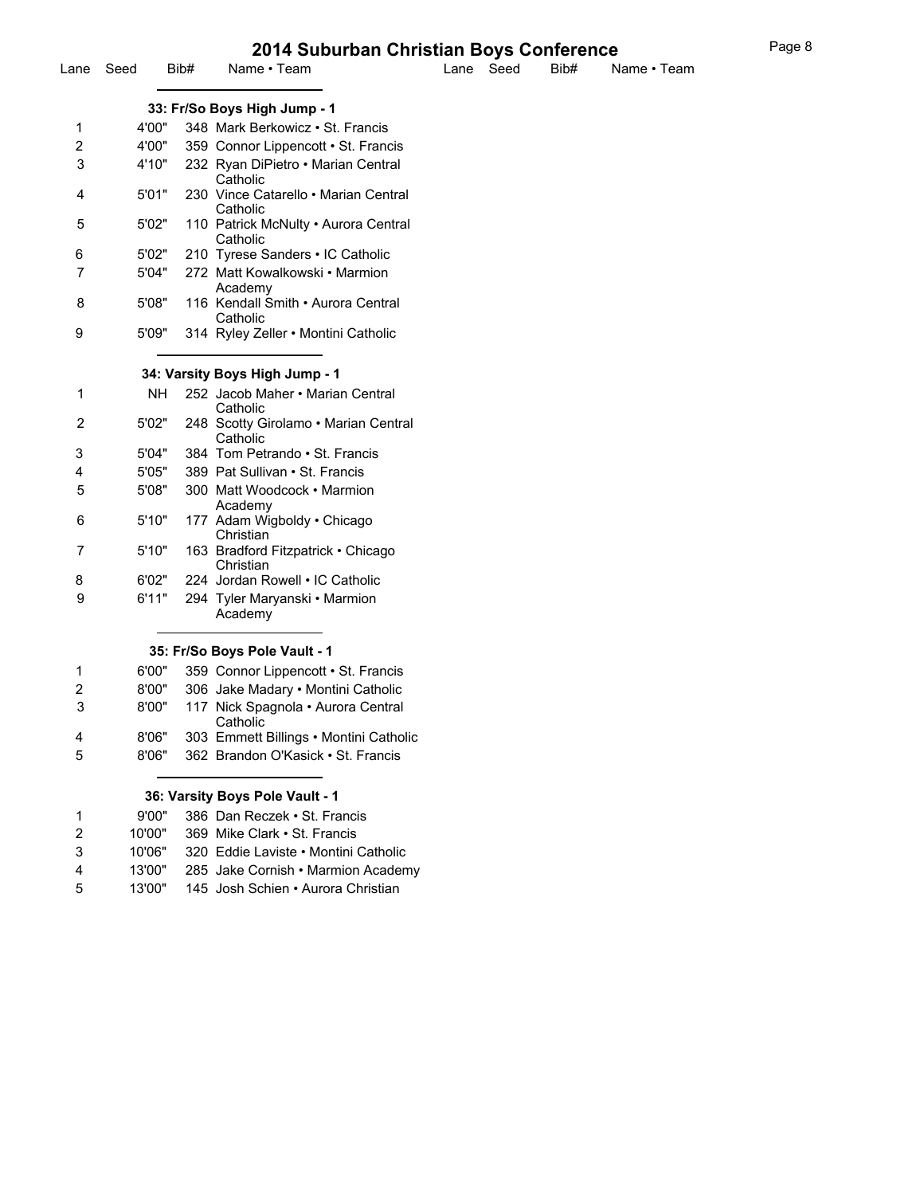# 2014 Suburban Christian Boys Conference

### 33: Fr/So Boys High Jump - 1

| Lane | Seed | Bib# | Name • Team |
|---|---|---|---|
| 1 | 4'00" | 348 | Mark Berkowicz • St. Francis |
| 2 | 4'00" | 359 | Connor Lippencott • St. Francis |
| 3 | 4'10" | 232 | Ryan DiPietro • Marian Central Catholic |
| 4 | 5'01" | 230 | Vince Catarello • Marian Central Catholic |
| 5 | 5'02" | 110 | Patrick McNulty • Aurora Central Catholic |
| 6 | 5'02" | 210 | Tyrese Sanders • IC Catholic |
| 7 | 5'04" | 272 | Matt Kowalkowski • Marmion Academy |
| 8 | 5'08" | 116 | Kendall Smith • Aurora Central Catholic |
| 9 | 5'09" | 314 | Ryley Zeller • Montini Catholic |

### 34: Varsity Boys High Jump - 1

| Lane | Seed | Bib# | Name • Team |
|---|---|---|---|
| 1 | NH | 252 | Jacob Maher • Marian Central Catholic |
| 2 | 5'02" | 248 | Scotty Girolamo • Marian Central Catholic |
| 3 | 5'04" | 384 | Tom Petrando • St. Francis |
| 4 | 5'05" | 389 | Pat Sullivan • St. Francis |
| 5 | 5'08" | 300 | Matt Woodcock • Marmion Academy |
| 6 | 5'10" | 177 | Adam Wigboldy • Chicago Christian |
| 7 | 5'10" | 163 | Bradford Fitzpatrick • Chicago Christian |
| 8 | 6'02" | 224 | Jordan Rowell • IC Catholic |
| 9 | 6'11" | 294 | Tyler Maryanski • Marmion Academy |

### 35: Fr/So Boys Pole Vault - 1

| Lane | Seed | Bib# | Name • Team |
|---|---|---|---|
| 1 | 6'00" | 359 | Connor Lippencott • St. Francis |
| 2 | 8'00" | 306 | Jake Madary • Montini Catholic |
| 3 | 8'00" | 117 | Nick Spagnola • Aurora Central Catholic |
| 4 | 8'06" | 303 | Emmett Billings • Montini Catholic |
| 5 | 8'06" | 362 | Brandon O'Kasick • St. Francis |

### 36: Varsity Boys Pole Vault - 1

| Lane | Seed | Bib# | Name • Team |
|---|---|---|---|
| 1 | 9'00" | 386 | Dan Reczek • St. Francis |
| 2 | 10'00" | 369 | Mike Clark • St. Francis |
| 3 | 10'06" | 320 | Eddie Laviste • Montini Catholic |
| 4 | 13'00" | 285 | Jake Cornish • Marmion Academy |
| 5 | 13'00" | 145 | Josh Schien • Aurora Christian |